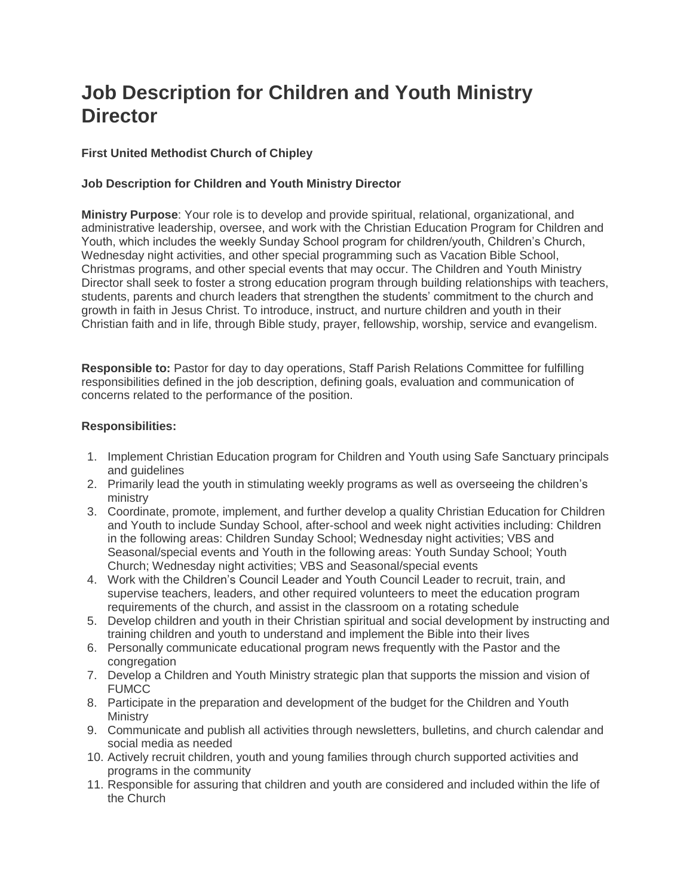# Job Description for Children and Youth Ministry Director

**First United Methodist Church of Chipley**

**Job Description for Children and Youth Ministry Director**

**Ministry Purpose**: Your role is to develop and provide spiritual, relational, organizational, and administrative leadership, oversee, and work with the Christian Education Program for Children and Youth, which includes the weekly Sunday School program for children/youth, Children's Church, Wednesday night activities, and other special programming such as Vacation Bible School, Christmas programs, and other special events that may occur. The Children and Youth Ministry Director shall seek to foster a strong education program through building relationships with teachers, students, parents and church leaders that strengthen the students' commitment to the church and growth in faith in Jesus Christ. To introduce, instruct, and nurture children and youth in their Christian faith and in life, through Bible study, prayer, fellowship, worship, service and evangelism.

**Responsible to:** Pastor for day to day operations, Staff Parish Relations Committee for fulfilling responsibilities defined in the job description, defining goals, evaluation and communication of concerns related to the performance of the position.

**Responsibilities:**

1. Implement Christian Education program for Children and Youth using Safe Sanctuary principals and guidelines
2. Primarily lead the youth in stimulating weekly programs as well as overseeing the children's ministry
3. Coordinate, promote, implement, and further develop a quality Christian Education for Children and Youth to include Sunday School, after-school and week night activities including: Children in the following areas: Children Sunday School; Wednesday night activities; VBS and Seasonal/special events and Youth in the following areas: Youth Sunday School; Youth Church; Wednesday night activities; VBS and Seasonal/special events
4. Work with the Children's Council Leader and Youth Council Leader to recruit, train, and supervise teachers, leaders, and other required volunteers to meet the education program requirements of the church, and assist in the classroom on a rotating schedule
5. Develop children and youth in their Christian spiritual and social development by instructing and training children and youth to understand and implement the Bible into their lives
6. Personally communicate educational program news frequently with the Pastor and the congregation
7. Develop a Children and Youth Ministry strategic plan that supports the mission and vision of FUMCC
8. Participate in the preparation and development of the budget for the Children and Youth Ministry
9. Communicate and publish all activities through newsletters, bulletins, and church calendar and social media as needed
10. Actively recruit children, youth and young families through church supported activities and programs in the community
11. Responsible for assuring that children and youth are considered and included within the life of the Church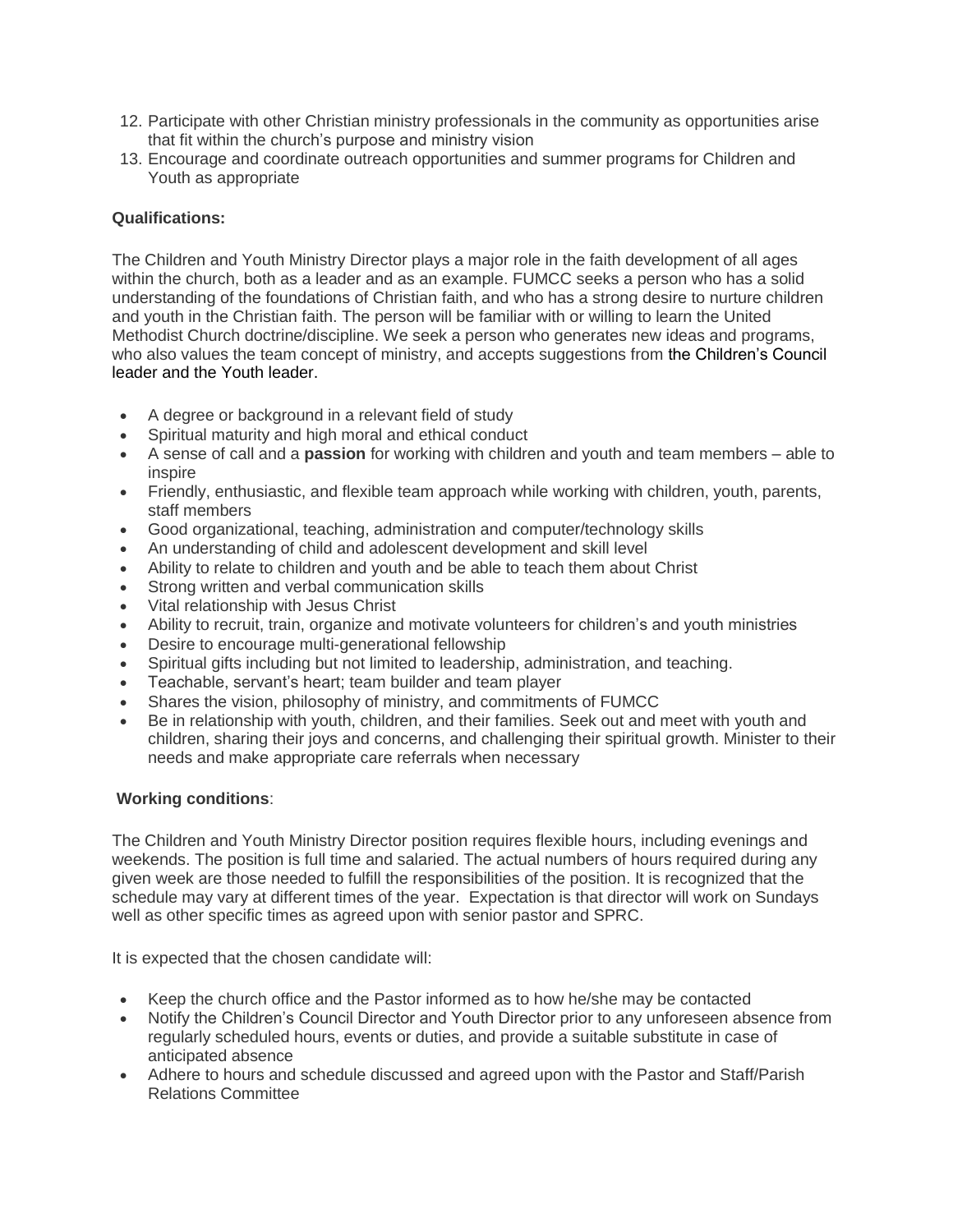12. Participate with other Christian ministry professionals in the community as opportunities arise that fit within the church's purpose and ministry vision
13. Encourage and coordinate outreach opportunities and summer programs for Children and Youth as appropriate

**Qualifications:**

The Children and Youth Ministry Director plays a major role in the faith development of all ages within the church, both as a leader and as an example. FUMCC seeks a person who has a solid understanding of the foundations of Christian faith, and who has a strong desire to nurture children and youth in the Christian faith. The person will be familiar with or willing to learn the United Methodist Church doctrine/discipline. We seek a person who generates new ideas and programs, who also values the team concept of ministry, and accepts suggestions from the Children's Council leader and the Youth leader.

- A degree or background in a relevant field of study
- Spiritual maturity and high moral and ethical conduct
- A sense of call and a **passion** for working with children and youth and team members – able to inspire
- Friendly, enthusiastic, and flexible team approach while working with children, youth, parents, staff members
- Good organizational, teaching, administration and computer/technology skills
- An understanding of child and adolescent development and skill level
- Ability to relate to children and youth and be able to teach them about Christ
- Strong written and verbal communication skills
- Vital relationship with Jesus Christ
- Ability to recruit, train, organize and motivate volunteers for children's and youth ministries
- Desire to encourage multi-generational fellowship
- Spiritual gifts including but not limited to leadership, administration, and teaching.
- Teachable, servant's heart; team builder and team player
- Shares the vision, philosophy of ministry, and commitments of FUMCC
- Be in relationship with youth, children, and their families. Seek out and meet with youth and children, sharing their joys and concerns, and challenging their spiritual growth. Minister to their needs and make appropriate care referrals when necessary

**Working conditions**:

The Children and Youth Ministry Director position requires flexible hours, including evenings and weekends. The position is full time and salaried. The actual numbers of hours required during any given week are those needed to fulfill the responsibilities of the position. It is recognized that the schedule may vary at different times of the year. Expectation is that director will work on Sundays well as other specific times as agreed upon with senior pastor and SPRC.

It is expected that the chosen candidate will:

- Keep the church office and the Pastor informed as to how he/she may be contacted
- Notify the Children's Council Director and Youth Director prior to any unforeseen absence from regularly scheduled hours, events or duties, and provide a suitable substitute in case of anticipated absence
- Adhere to hours and schedule discussed and agreed upon with the Pastor and Staff/Parish Relations Committee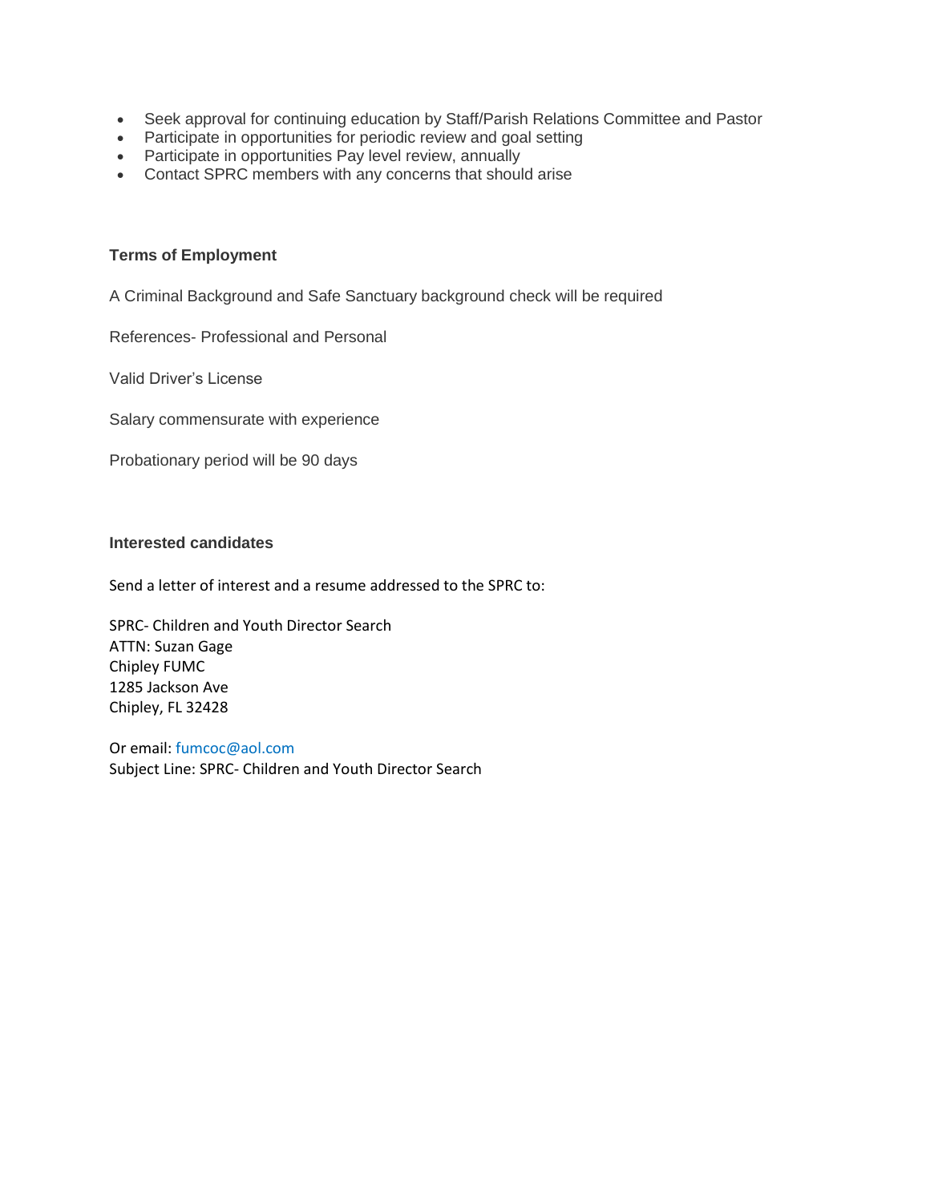- Seek approval for continuing education by Staff/Parish Relations Committee and Pastor
- Participate in opportunities for periodic review and goal setting
- Participate in opportunities Pay level review, annually
- Contact SPRC members with any concerns that should arise

**Terms of Employment**

A Criminal Background and Safe Sanctuary background check will be required

References- Professional and Personal

Valid Driver's License

Salary commensurate with experience

Probationary period will be 90 days

**Interested candidates**

Send a letter of interest and a resume addressed to the SPRC to:

SPRC- Children and Youth Director Search  
ATTN: Suzan Gage  
Chipley FUMC  
1285 Jackson Ave  
Chipley, FL 32428

Or email: fumcoc@aol.com  
Subject Line: SPRC- Children and Youth Director Search